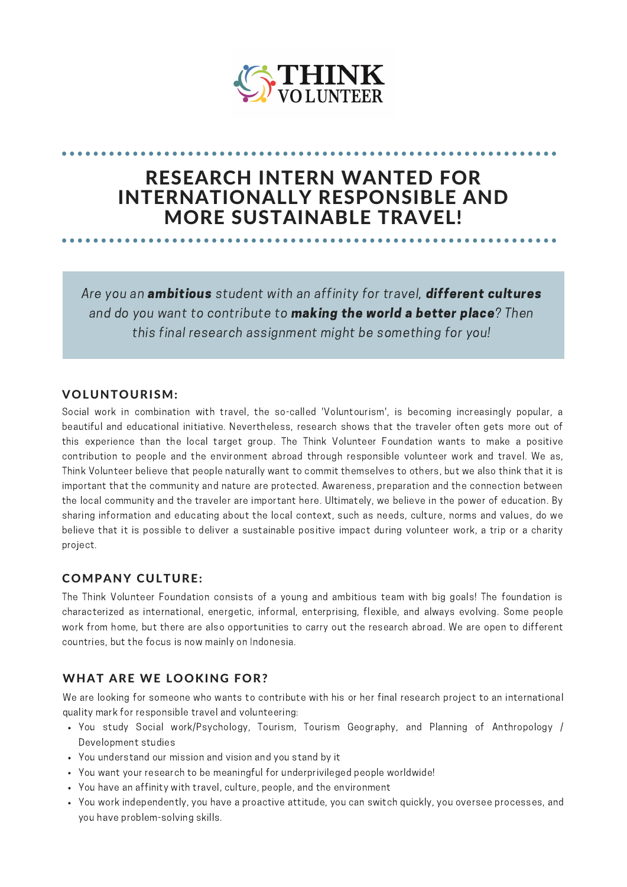# RESEARCH INTERN WANTED FOR INTERNATIONALLY RESPONSIBLE AND MORE SUSTAINABLE TRAVEL!

*Are you an **ambitious** student with an affinity for travel, **different cultures** and do you want to contribute to **making the world a better place**? Then this final research assignment might be something for you!*

## VOLUNTOURISM:

Social work in combination with travel, the so-called 'Voluntourism', is becoming increasingly popular, a beautiful and educational initiative. Nevertheless, research shows that the traveler often gets more out of this experience than the local target group. The Think Volunteer Foundation wants to make a positive contribution to people and the environment abroad through responsible volunteer work and travel. We as, Think Volunteer believe that people naturally want to commit themselves to others, but we also think that it is important that the community and nature are protected. Awareness, preparation and the connection between the local community and the traveler are important here. Ultimately, we believe in the power of education. By sharing information and educating about the local context, such as needs, culture, norms and values, do we believe that it is possible to deliver a sustainable positive impact during volunteer work, a trip or a charity project.

## COMPANY CULTURE:

The Think Volunteer Foundation consists of a young and ambitious team with big goals! The foundation is characterized as international, energetic, informal, enterprising, flexible, and always evolving. Some people work from home, but there are also opportunities to carry out the research abroad. We are open to different countries, but the focus is now mainly on Indonesia.

## WHAT ARE WE LOOKING FOR?

We are looking for someone who wants to contribute with his or her final research project to an international quality mark for responsible travel and volunteering:

- You study Social work/Psychology, Tourism, Tourism Geography, and Planning of Anthropology / Development studies
- You understand our mission and vision and you stand by it
- You want your research to be meaningful for underprivileged people worldwide!
- You have an affinity with travel, culture, people, and the environment
- You work independently, you have a proactive attitude, you can switch quickly, you oversee processes, and you have problem-solving skills.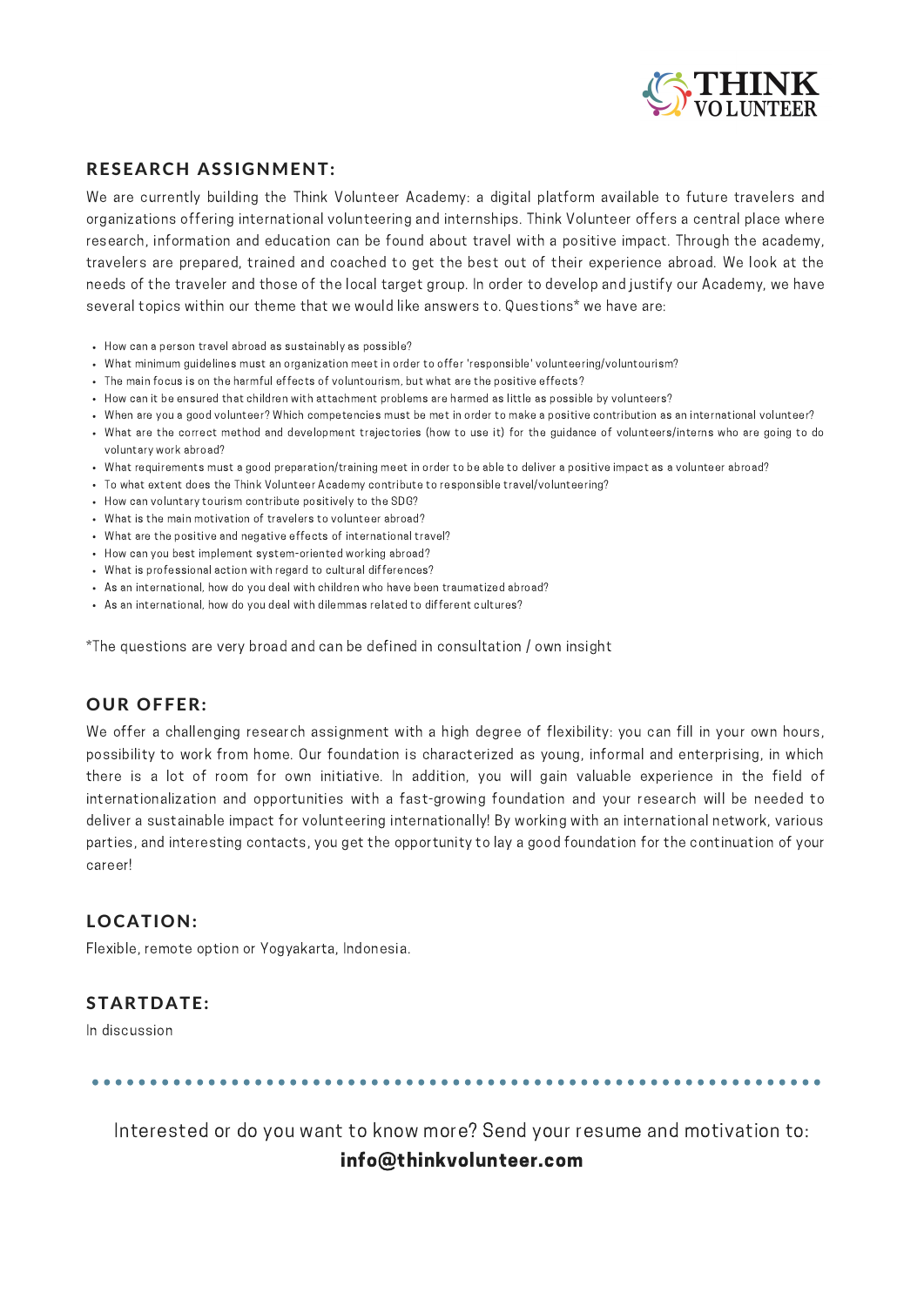## RESEARCH ASSIGNMENT:

We are currently building the Think Volunteer Academy: a digital platform available to future travelers and organizations offering international volunteering and internships. Think Volunteer offers a central place where research, information and education can be found about travel with a positive impact. Through the academy, travelers are prepared, trained and coached to get the best out of their experience abroad. We look at the needs of the traveler and those of the local target group. In order to develop and justify our Academy, we have several topics within our theme that we would like answers to. Questions* we have are:

- How can a person travel abroad as sustainably as possible?
- What minimum guidelines must an organization meet in order to offer 'responsible' volunteering/voluntourism?
- The main focus is on the harmful effects of voluntourism, but what are the positive effects?
- How can it be ensured that children with attachment problems are harmed as little as possible by volunteers?
- When are you a good volunteer? Which competencies must be met in order to make a positive contribution as an international volunteer?
- What are the correct method and development trajectories (how to use it) for the guidance of volunteers/interns who are going to do voluntary work abroad?
- What requirements must a good preparation/training meet in order to be able to deliver a positive impact as a volunteer abroad?
- To what extent does the Think Volunteer Academy contribute to responsible travel/volunteering?
- How can voluntary tourism contribute positively to the SDG?
- What is the main motivation of travelers to volunteer abroad?
- What are the positive and negative effects of international travel?
- How can you best implement system-oriented working abroad?
- What is professional action with regard to cultural differences?
- As an international, how do you deal with children who have been traumatized abroad?
- As an international, how do you deal with dilemmas related to different cultures?

*The questions are very broad and can be defined in consultation / own insight

## OUR OFFER:

We offer a challenging research assignment with a high degree of flexibility: you can fill in your own hours, possibility to work from home. Our foundation is characterized as young, informal and enterprising, in which there is a lot of room for own initiative. In addition, you will gain valuable experience in the field of internationalization and opportunities with a fast-growing foundation and your research will be needed to deliver a sustainable impact for volunteering internationally! By working with an international network, various parties, and interesting contacts, you get the opportunity to lay a good foundation for the continuation of your career!

## LOCATION:

Flexible, remote option or Yogyakarta, Indonesia.

## STARTDATE:

In discussion

Interested or do you want to know more? Send your resume and motivation to:

**info@thinkvolunteer.com**